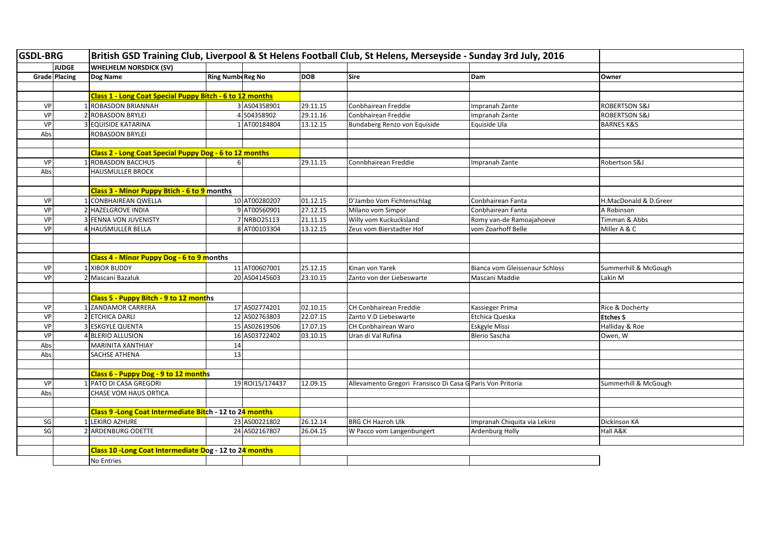| GSDL-BRG | | British GSD Training Club, Liverpool & St Helens Football Club, St Helens, Merseyside - Sunday 3rd July, 2016 | | | | | | |
|---|---|---|---|---|---|---|---|---|
| | JUDGE | WHELHELM NORSDICK (SV) | | | | | | |
| Grade | Placing | Dog Name | Ring Numbe | Reg No | DOB | Sire | Dam | Owner |
| | | | | | | | | |
| | | **Class 1 - Long Coat Special Puppy Bitch - 6 to 12 months** | | | | | | |
| VP | 1 | ROBASDON BRIANNAH | 3 | AS04358901 | 29.11.15 | Conbhairean Freddie | Impranah Zante | ROBERTSON S&J |
| VP | 2 | ROBASDON BRYLEI | 4 | S04358902 | 29.11.16 | Conbhairean Freddie | Impranah Zante | ROBERTSON S&J |
| VP | 3 | EQUISIDE KATARINA | 1 | AT00184804 | 13.12.15 | Bundaberg Renzo von Equiside | Equiside Ula | BARNES K&S |
| Abs | | ROBASDON BRYLEI | | | | | | |
| | | | | | | | | |
| | | **Class 2 - Long Coat Special Puppy Dog - 6 to 12 months** | | | | | | |
| VP | 1 | ROBASDON BACCHUS | 6 | | 29.11.15 | Connbhairean Freddie | Impranah Zante | Robertson S&J |
| Abs | | HAUSMULLER BROCK | | | | | | |
| | | | | | | | | |
| | | **Class 3 - Minor Puppy Btich - 6 to 9 months** | | | | | | |
| VP | 1 | CONBHAIREAN QWELLA | 10 | AT00280207 | 01.12.15 | D'Jambo Vom Fichtenschlag | Conbhairean Fanta | H.MacDonald & D.Greer |
| VP | 2 | HAZELGROVE INDIA | 9 | AT00560901 | 27.12.15 | Milano vom Simpor | Conbhairean Fanta | A Robinson |
| VP | 3 | FENNA VON JUVENISTY | 7 | NRBO25113 | 21.11.15 | Willy vom Kuckucksland | Romy van-de Ramoajahoeve | Timman & Abbs |
| VP | 4 | HAUSMULLER BELLA | 8 | AT00103304 | 13.12.15 | Zeus vom Bierstadter Hof | vom Zoarhoff Belle | Miller A & C |
| | | | | | | | | |
| | | | | | | | | |
| | | **Class 4 - Minor Puppy Dog - 6 to 9 months** | | | | | | |
| VP | 1 | XIBOR BUDDY | 11 | AT00607001 | 25.12.15 | Kinan von Yarek | Bianca vom Gleissenaur Schloss | Summerhill & McGough |
| VP | 2 | Mascani Bazaluk | 20 | AS04145603 | 23.10.15 | Zanto von der Liebeswarte | Mascani Maddie | Lakin M |
| | | | | | | | | |
| | | **Class 5 - Puppy Bitch - 9 to 12 months** | | | | | | |
| VP | 1 | ZANDAMOR CARRERA | 17 | AS02774201 | 02.10.15 | CH Conbhairean Freddie | Kassieger Prima | Rice & Docherty |
| VP | 2 | ETCHICA DARLI | 12 | AS02763803 | 22.07.15 | Zanto V.D Liebeswarte | Etchica Queska | **Etches S** |
| VP | 3 | ESKGYLE QUENTA | 15 | AS02619506 | 17.07.15 | CH Conbhairean Waro | Eskgyle Missi | Halliday & Roe |
| VP | 4 | BLERIO ALLUSION | 16 | AS03722402 | 03.10.15 | Uran di Val Rufina | Blerio Sascha | Owen, W |
| Abs | | MARINITA XANTHIAY | 14 | | | | | |
| Abs | | SACHSE ATHENA | 13 | | | | | |
| | | | | | | | | |
| | | **Class 6 - Puppy Dog - 9 to 12 months** | | | | | | |
| VP | 1 | PATO DI CASA GREGORI | 19 | ROI15/174437 | 12.09.15 | Allevamento Gregori Fransisco Di Casa G | Paris Von Pritoria | Summerhill & McGough |
| Abs | | CHASE VOM HAUS ORTICA | | | | | | |
| | | | | | | | | |
| | | **Class 9 -Long Coat Intermediate Bitch - 12 to 24 months** | | | | | | |
| SG | 1 | LEKIRO AZHURE | 23 | AS00221802 | 26.12.14 | BRG CH Hazroh Ulk | Impranah Chiquita via Lekiro | Dickinson KA |
| SG | 2 | ARDENBURG ODETTE | 24 | AS02167807 | 26.04.15 | W Pacco vom Langenbungert | Ardenburg Holly | Hall A&K |
| | | | | | | | | |
| | | **Class 10 -Long Coat Intermediate Dog - 12 to 24 months** | | | | | | |
| | | No Entries | | | | | | |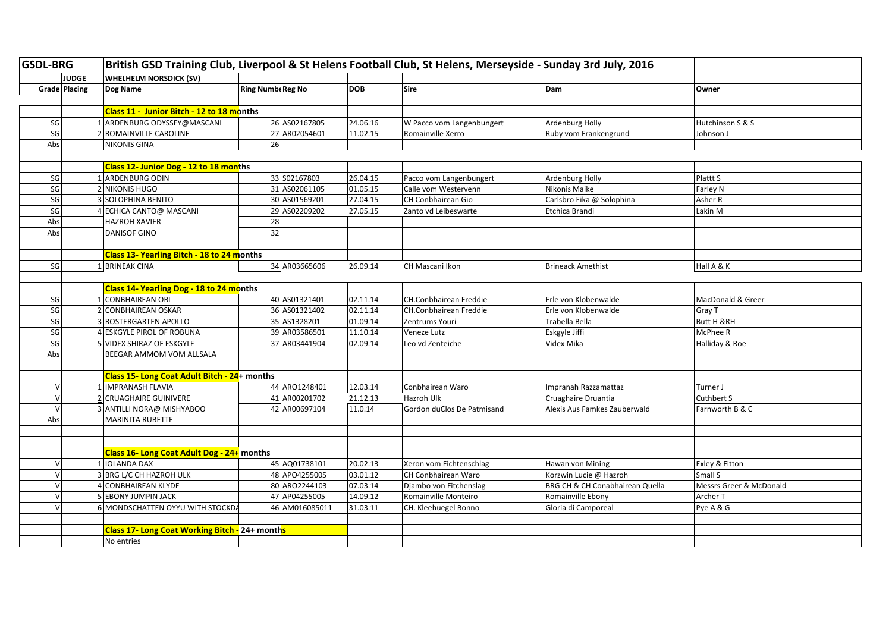| GSDL-BRG | | British GSD Training Club, Liverpool & St Helens Football Club, St Helens, Merseyside - Sunday 3rd July, 2016 | | | | | | |
|---|---|---|---|---|---|---|---|---|
| | JUDGE | WHELHELM NORSDICK (SV) | | | | | | |
| Grade | Placing | Dog Name | Ring Numbe | Reg No | DOB | Sire | Dam | Owner |
| | | | | | | | | |
| | | Class 11 - Junior Bitch - 12 to 18 months | | | | | | |
| SG | 1 | ARDENBURG ODYSSEY@MASCANI | 26 | AS02167805 | 24.06.16 | W Pacco vom Langenbungert | Ardenburg Holly | Hutchinson S & S |
| SG | 2 | ROMAINVILLE CAROLINE | 27 | AR02054601 | 11.02.15 | Romainville Xerro | Ruby vom Frankengrund | Johnson J |
| Abs | | NIKONIS GINA | 26 | | | | | |
| | | | | | | | | |
| | | Class 12- Junior Dog - 12 to 18 months | | | | | | |
| SG | 1 | ARDENBURG ODIN | 33 | S02167803 | 26.04.15 | Pacco vom Langenbungert | Ardenburg Holly | Plattt S |
| SG | 2 | NIKONIS HUGO | 31 | AS02061105 | 01.05.15 | Calle vom Westervenn | Nikonis Maike | Farley N |
| SG | 3 | SOLOPHINA BENITO | 30 | AS01569201 | 27.04.15 | CH Conbhairean Gio | Carlsbro Eika @ Solophina | Asher R |
| SG | 4 | ECHICA CANTO@ MASCANI | 29 | AS02209202 | 27.05.15 | Zanto vd Leibeswarte | Etchica Brandi | Lakin M |
| Abs | | HAZROH XAVIER | 28 | | | | | |
| Abs | | DANISOF GINO | 32 | | | | | |
| | | | | | | | | |
| | | Class 13- Yearling Bitch - 18 to 24 months | | | | | | |
| SG | 1 | BRINEAK CINA | 34 | AR03665606 | 26.09.14 | CH Mascani Ikon | Brineack Amethist | Hall A & K |
| | | | | | | | | |
| | | Class 14- Yearling Dog - 18 to 24 months | | | | | | |
| SG | 1 | CONBHAIREAN OBI | 40 | AS01321401 | 02.11.14 | CH.Conbhairean Freddie | Erle von Klobenwalde | MacDonald & Greer |
| SG | 2 | CONBHAIREAN OSKAR | 36 | AS01321402 | 02.11.14 | CH.Conbhairean Freddie | Erle von Klobenwalde | Gray T |
| SG | 3 | ROSTERGARTEN APOLLO | 35 | AS1328201 | 01.09.14 | Zentrums Youri | Trabella Bella | Butt H &RH |
| SG | 4 | ESKGYLE PIROL OF ROBUNA | 39 | AR03586501 | 11.10.14 | Veneze Lutz | Eskgyle Jiffi | McPhee R |
| SG | 5 | VIDEX SHIRAZ OF ESKGYLE | 37 | AR03441904 | 02.09.14 | Leo vd Zenteiche | Videx Mika | Halliday & Roe |
| Abs | | BEEGAR AMMOM VOM ALLSALA | | | | | | |
| | | | | | | | | |
| | | Class 15- Long Coat Adult Bitch - 24+ months | | | | | | |
| V | 1 | IMPRANASH FLAVIA | 44 | ARO1248401 | 12.03.14 | Conbhairean Waro | Impranah Razzamattaz | Turner J |
| V | 2 | CRUAGHAIRE GUINIVERE | 41 | AR00201702 | 21.12.13 | Hazroh Ulk | Cruaghaire Druantia | Cuthbert S |
| V | 3 | ANTILLI NORA@ MISHYABOO | 42 | AR00697104 | 11.0.14 | Gordon duClos De Patmisand | Alexis Aus Famkes Zauberwald | Farnworth B & C |
| Abs | | MARINITA RUBETTE | | | | | | |
| | | | | | | | | |
| | | | | | | | | |
| | | Class 16- Long Coat Adult Dog - 24+ months | | | | | | |
| V | 1 | IOLANDA DAX | 45 | AQ01738101 | 20.02.13 | Xeron vom Fichtenschlag | Hawan von Mining | Exley & Fitton |
| V | 3 | BRG L/C CH HAZROH ULK | 48 | APO4255005 | 03.01.12 | CH Conbhairean Waro | Korzwin Lucie @ Hazroh | Small S |
| V | 4 | CONBHAIREAN KLYDE | 80 | ARO2244103 | 07.03.14 | Djambo von Fitchenslag | BRG CH & CH Conabhairean Quella | Messrs Greer & McDonald |
| V | 5 | EBONY JUMPIN JACK | 47 | AP04255005 | 14.09.12 | Romainville Monteiro | Romainville Ebony | Archer T |
| V | 6 | MONDSCHATTEN OYYU WITH STOCKDA | 46 | AM016085011 | 31.03.11 | CH. Kleehuegel Bonno | Gloria di Camporeal | Pye A & G |
| | | | | | | | | |
| | | Class 17- Long Coat Working Bitch - 24+ months | | | | | | |
| | | No entries | | | | | | |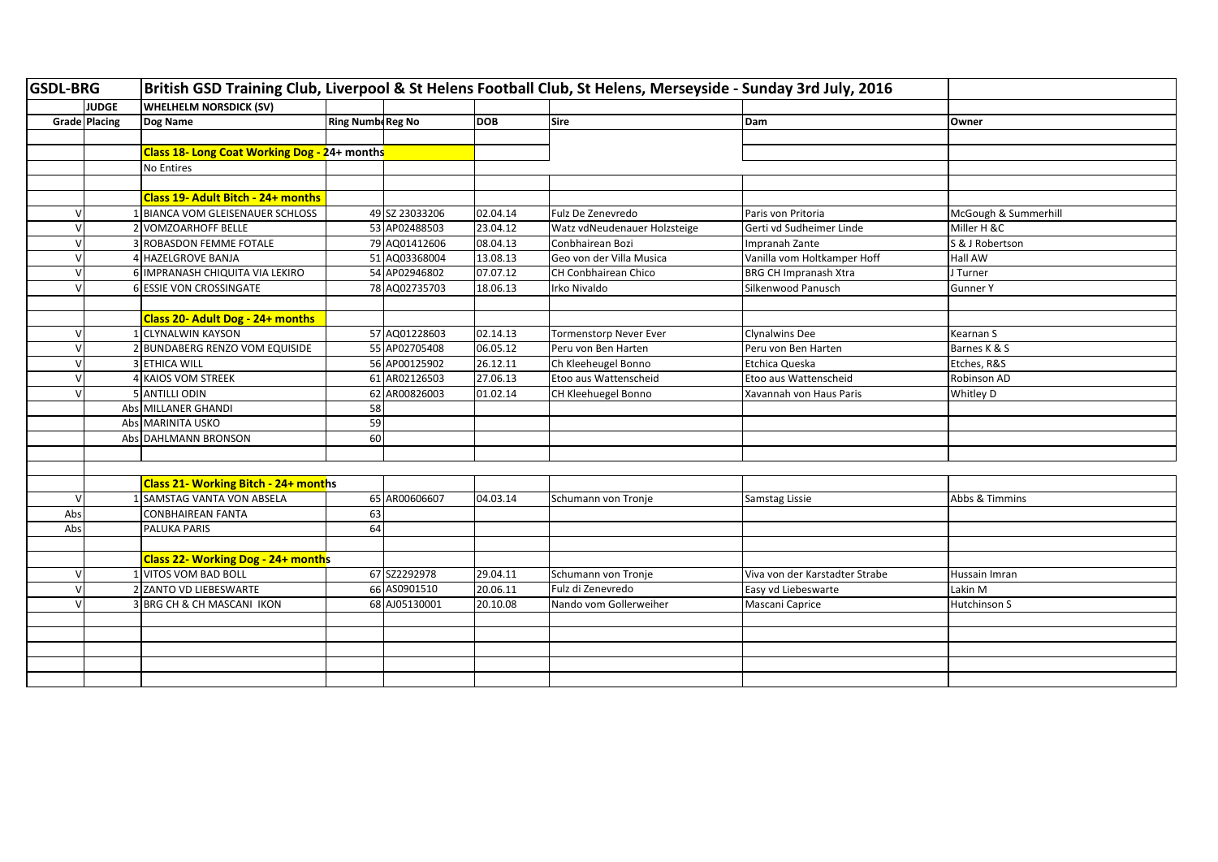| GSDL-BRG | | British GSD Training Club, Liverpool & St Helens Football Club, St Helens, Merseyside - Sunday 3rd July, 2016 | | | | | | |
|---|---|---|---|---|---|---|---|---|
| | JUDGE | WHELHELM NORSDICK (SV) | | | | | | |
| Grade | Placing | Dog Name | Ring Numbe | Reg No | DOB | Sire | Dam | Owner |
| | | | | | | | | |
| | | **Class 18- Long Coat Working Dog - 24+ months** | | | | | | |
| | | No Entires | | | | | | |
| | | | | | | | | |
| | | **Class 19- Adult Bitch - 24+ months** | | | | | | |
| V | 1 | BIANCA VOM GLEISENAUER SCHLOSS | 49 | SZ 23033206 | 02.04.14 | Fulz De Zenevredo | Paris von Pritoria | McGough & Summerhill |
| V | 2 | VOMZOARHOFF BELLE | 53 | AP02488503 | 23.04.12 | Watz vdNeudenauer Holzsteige | Gerti vd Sudheimer Linde | Miller H &C |
| V | 3 | ROBASDON FEMME FOTALE | 79 | AQ01412606 | 08.04.13 | Conbhairean Bozi | Impranah Zante | S & J Robertson |
| V | 4 | HAZELGROVE BANJA | 51 | AQ03368004 | 13.08.13 | Geo von der Villa Musica | Vanilla vom Holtkamper Hoff | Hall AW |
| V | 6 | IMPRANASH CHIQUITA VIA LEKIRO | 54 | AP02946802 | 07.07.12 | CH Conbhairean Chico | BRG CH Impranash Xtra | J Turner |
| V | 6 | ESSIE VON CROSSINGATE | 78 | AQ02735703 | 18.06.13 | Irko Nivaldo | Silkenwood Panusch | Gunner Y |
| | | | | | | | | |
| | | **Class 20- Adult Dog - 24+ months** | | | | | | |
| V | 1 | CLYNALWIN KAYSON | 57 | AQ01228603 | 02.14.13 | Tormenstorp Never Ever | Clynalwins Dee | Kearnan S |
| V | 2 | BUNDABERG RENZO VOM EQUISIDE | 55 | AP02705408 | 06.05.12 | Peru von Ben Harten | Peru von Ben Harten | Barnes K & S |
| V | 3 | ETHICA WILL | 56 | AP00125902 | 26.12.11 | Ch Kleeheugel Bonno | Etchica Queska | Etches, R&S |
| V | 4 | KAIOS VOM STREEK | 61 | AR02126503 | 27.06.13 | Etoo aus Wattenscheid | Etoo aus Wattenscheid | Robinson AD |
| V | 5 | ANTILLI ODIN | 62 | AR00826003 | 01.02.14 | CH Kleehuegel Bonno | Xavannah von Haus Paris | Whitley D |
| | Abs | MILLANER GHANDI | 58 | | | | | |
| | Abs | MARINITA USKO | 59 | | | | | |
| | Abs | DAHLMANN BRONSON | 60 | | | | | |
| | | | | | | | | |
| | | | | | | | | |
| | | **Class 21- Working Bitch - 24+ months** | | | | | | |
| V | 1 | SAMSTAG VANTA VON ABSELA | 65 | AR00606607 | 04.03.14 | Schumann von Tronje | Samstag Lissie | Abbs & Timmins |
| Abs | | CONBHAIREAN FANTA | 63 | | | | | |
| Abs | | PALUKA PARIS | 64 | | | | | |
| | | | | | | | | |
| | | **Class 22- Working Dog - 24+ months** | | | | | | |
| V | 1 | VITOS VOM BAD BOLL | 67 | SZ2292978 | 29.04.11 | Schumann von Tronje | Viva von der Karstadter Strabe | Hussain Imran |
| V | 2 | ZANTO VD LIEBESWARTE | 66 | AS0901510 | 20.06.11 | Fulz di Zenevredo | Easy vd Liebeswarte | Lakin M |
| V | 3 | BRG CH & CH MASCANI IKON | 68 | AJ05130001 | 20.10.08 | Nando vom Gollerweiher | Mascani Caprice | Hutchinson S |